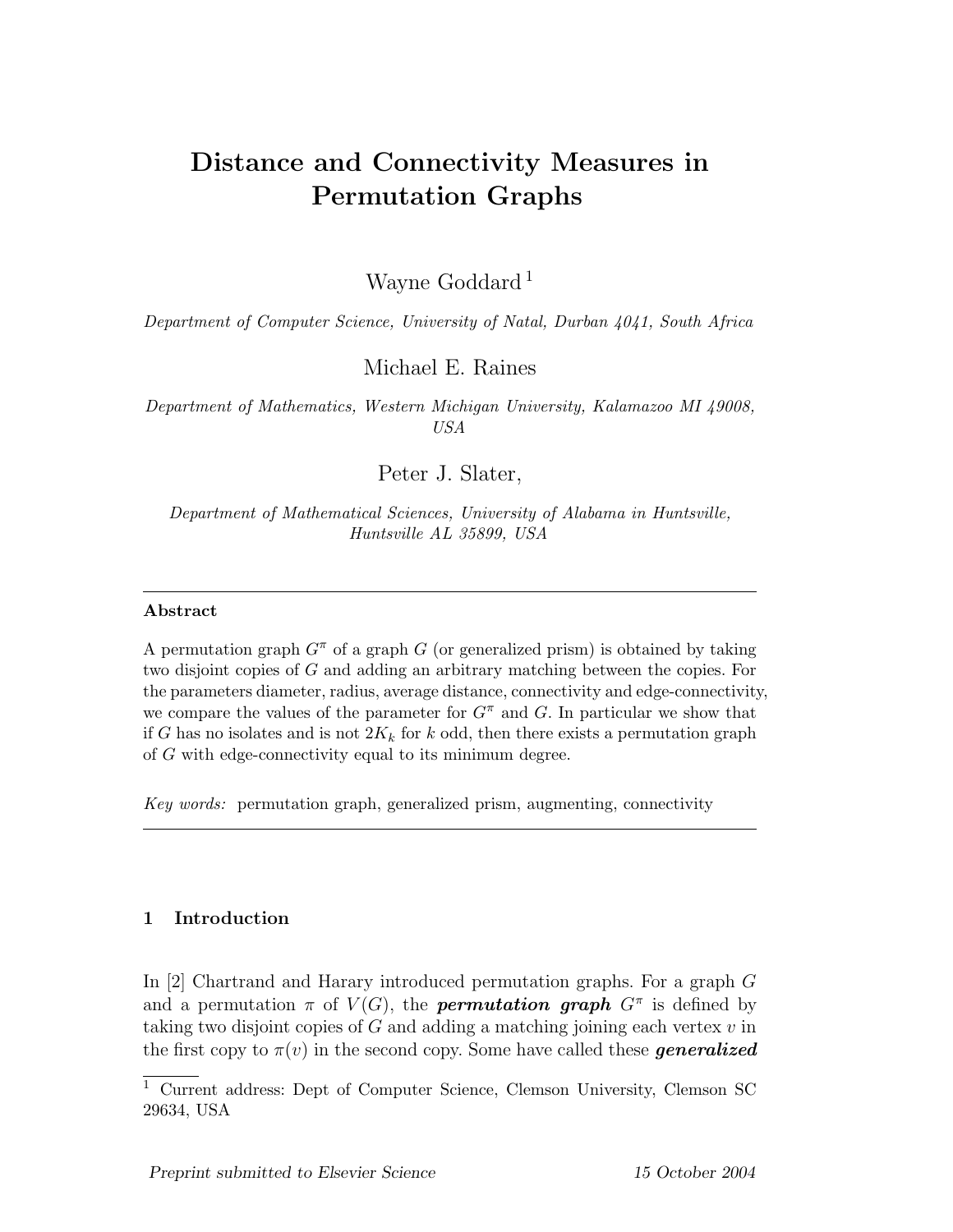# Distance and Connectivity Measures in Permutation Graphs

Wayne Goddard [1]

*Department of Computer Science, University of Natal, Durban 4041, South Africa*

Michael E. Raines

*Department of Mathematics, Western Michigan University, Kalamazoo MI 49008, USA*

Peter J. Slater,

*Department of Mathematical Sciences, University of Alabama in Huntsville, Huntsville AL 35899, USA*

---

**Abstract**

A permutation graph $G^\pi$ of a graph $G$ (or generalized prism) is obtained by taking two disjoint copies of $G$ and adding an arbitrary matching between the copies. For the parameters diameter, radius, average distance, connectivity and edge-connectivity, we compare the values of the parameter for $G^\pi$ and $G$. In particular we show that if $G$ has no isolates and is not $2K_k$ for $k$ odd, then there exists a permutation graph of $G$ with edge-connectivity equal to its minimum degree.

*Key words:* permutation graph, generalized prism, augmenting, connectivity

---

## 1 Introduction

In [2] Chartrand and Harary introduced permutation graphs. For a graph $G$ and a permutation $\pi$ of $V(G)$, the ***permutation graph*** $G^\pi$ is defined by taking two disjoint copies of $G$ and adding a matching joining each vertex $v$ in the first copy to $\pi(v)$ in the second copy. Some have called these ***generalized***

[1] Current address: Dept of Computer Science, Clemson University, Clemson SC 29634, USA

*Preprint submitted to Elsevier Science* 15 October 2004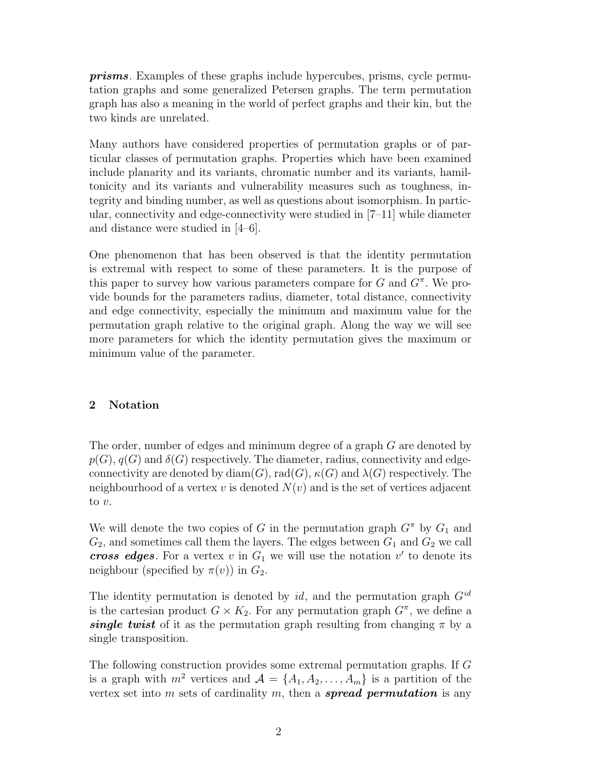***prisms***. Examples of these graphs include hypercubes, prisms, cycle permutation graphs and some generalized Petersen graphs. The term permutation graph has also a meaning in the world of perfect graphs and their kin, but the two kinds are unrelated.

Many authors have considered properties of permutation graphs or of particular classes of permutation graphs. Properties which have been examined include planarity and its variants, chromatic number and its variants, hamiltonicity and its variants and vulnerability measures such as toughness, integrity and binding number, as well as questions about isomorphism. In particular, connectivity and edge-connectivity were studied in [7–11] while diameter and distance were studied in [4–6].

One phenomenon that has been observed is that the identity permutation is extremal with respect to some of these parameters. It is the purpose of this paper to survey how various parameters compare for $G$ and $G^\pi$. We provide bounds for the parameters radius, diameter, total distance, connectivity and edge connectivity, especially the minimum and maximum value for the permutation graph relative to the original graph. Along the way we will see more parameters for which the identity permutation gives the maximum or minimum value of the parameter.

## 2 Notation

The order, number of edges and minimum degree of a graph $G$ are denoted by $p(G)$, $q(G)$ and $\delta(G)$ respectively. The diameter, radius, connectivity and edge-connectivity are denoted by $\operatorname{diam}(G)$, $\operatorname{rad}(G)$, $\kappa(G)$ and $\lambda(G)$ respectively. The neighbourhood of a vertex $v$ is denoted $N(v)$ and is the set of vertices adjacent to $v$.

We will denote the two copies of $G$ in the permutation graph $G^\pi$ by $G_1$ and $G_2$, and sometimes call them the layers. The edges between $G_1$ and $G_2$ we call ***cross edges***. For a vertex $v$ in $G_1$ we will use the notation $v'$ to denote its neighbour (specified by $\pi(v)$) in $G_2$.

The identity permutation is denoted by $id$, and the permutation graph $G^{id}$ is the cartesian product $G \times K_2$. For any permutation graph $G^\pi$, we define a ***single twist*** of it as the permutation graph resulting from changing $\pi$ by a single transposition.

The following construction provides some extremal permutation graphs. If $G$ is a graph with $m^2$ vertices and $\mathcal{A} = \{A_1, A_2, \ldots, A_m\}$ is a partition of the vertex set into $m$ sets of cardinality $m$, then a ***spread permutation*** is any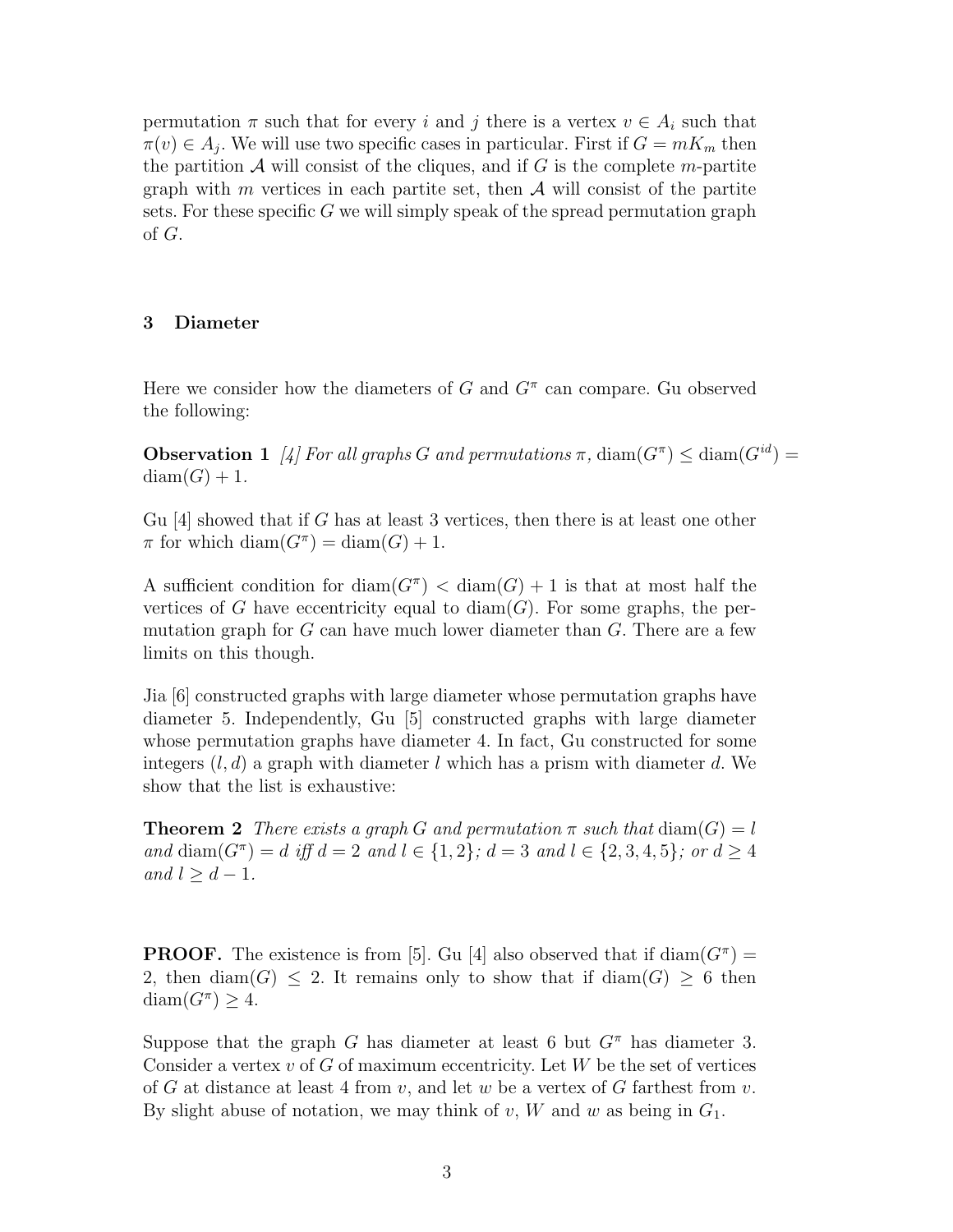permutation $\pi$ such that for every $i$ and $j$ there is a vertex $v \in A_i$ such that $\pi(v) \in A_j$. We will use two specific cases in particular. First if $G = mK_m$ then the partition $\mathcal{A}$ will consist of the cliques, and if $G$ is the complete $m$-partite graph with $m$ vertices in each partite set, then $\mathcal{A}$ will consist of the partite sets. For these specific $G$ we will simply speak of the spread permutation graph of $G$.

## 3 Diameter

Here we consider how the diameters of $G$ and $G^\pi$ can compare. Gu observed the following:

**Observation 1** *[4] For all graphs $G$ and permutations $\pi$, $\mathrm{diam}(G^\pi) \leq \mathrm{diam}(G^{id}) = \mathrm{diam}(G) + 1$.*

Gu [4] showed that if $G$ has at least 3 vertices, then there is at least one other $\pi$ for which $\mathrm{diam}(G^\pi) = \mathrm{diam}(G) + 1$.

A sufficient condition for $\mathrm{diam}(G^\pi) < \mathrm{diam}(G) + 1$ is that at most half the vertices of $G$ have eccentricity equal to $\mathrm{diam}(G)$. For some graphs, the permutation graph for $G$ can have much lower diameter than $G$. There are a few limits on this though.

Jia [6] constructed graphs with large diameter whose permutation graphs have diameter 5. Independently, Gu [5] constructed graphs with large diameter whose permutation graphs have diameter 4. In fact, Gu constructed for some integers $(l, d)$ a graph with diameter $l$ which has a prism with diameter $d$. We show that the list is exhaustive:

**Theorem 2** *There exists a graph $G$ and permutation $\pi$ such that $\mathrm{diam}(G) = l$ and $\mathrm{diam}(G^\pi) = d$ iff $d = 2$ and $l \in \{1, 2\}$; $d = 3$ and $l \in \{2, 3, 4, 5\}$; or $d \geq 4$ and $l \geq d - 1$.*

**PROOF.** The existence is from [5]. Gu [4] also observed that if $\mathrm{diam}(G^\pi) = 2$, then $\mathrm{diam}(G) \leq 2$. It remains only to show that if $\mathrm{diam}(G) \geq 6$ then $\mathrm{diam}(G^\pi) \geq 4$.

Suppose that the graph $G$ has diameter at least 6 but $G^\pi$ has diameter 3. Consider a vertex $v$ of $G$ of maximum eccentricity. Let $W$ be the set of vertices of $G$ at distance at least 4 from $v$, and let $w$ be a vertex of $G$ farthest from $v$. By slight abuse of notation, we may think of $v$, $W$ and $w$ as being in $G_1$.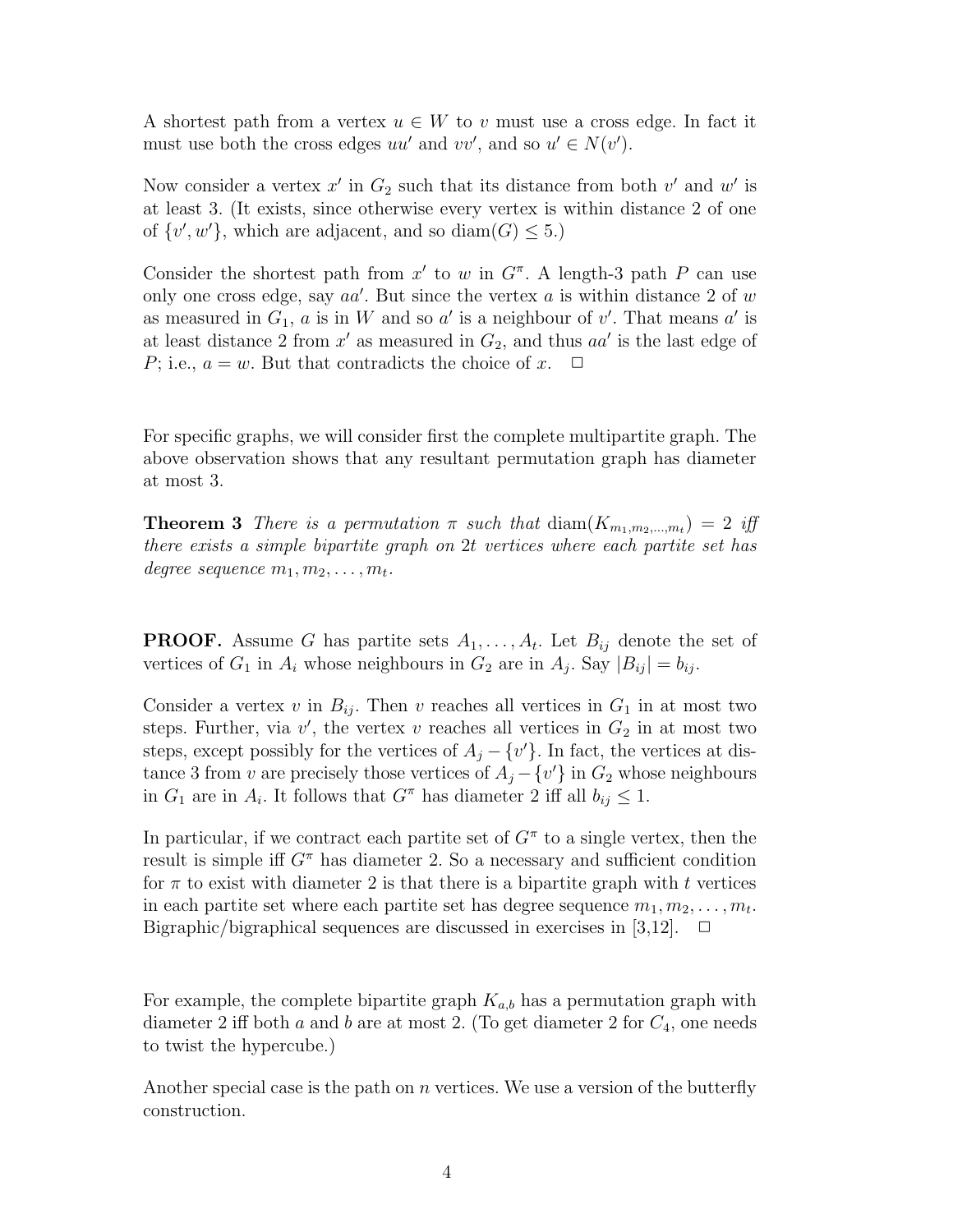A shortest path from a vertex $u \in W$ to $v$ must use a cross edge. In fact it must use both the cross edges $uu'$ and $vv'$, and so $u' \in N(v')$.

Now consider a vertex $x'$ in $G_2$ such that its distance from both $v'$ and $w'$ is at least 3. (It exists, since otherwise every vertex is within distance 2 of one of $\{v', w'\}$, which are adjacent, and so $\mathrm{diam}(G) \leq 5$.)

Consider the shortest path from $x'$ to $w$ in $G^\pi$. A length-3 path $P$ can use only one cross edge, say $aa'$. But since the vertex $a$ is within distance 2 of $w$ as measured in $G_1$, $a$ is in $W$ and so $a'$ is a neighbour of $v'$. That means $a'$ is at least distance 2 from $x'$ as measured in $G_2$, and thus $aa'$ is the last edge of $P$; i.e., $a = w$. But that contradicts the choice of $x$. $\Box$

For specific graphs, we will consider first the complete multipartite graph. The above observation shows that any resultant permutation graph has diameter at most 3.

**Theorem 3** *There is a permutation $\pi$ such that $\mathrm{diam}(K_{m_1,m_2,\ldots,m_t}) = 2$ iff there exists a simple bipartite graph on $2t$ vertices where each partite set has degree sequence $m_1, m_2, \ldots, m_t$.*

**PROOF.** Assume $G$ has partite sets $A_1, \ldots, A_t$. Let $B_{ij}$ denote the set of vertices of $G_1$ in $A_i$ whose neighbours in $G_2$ are in $A_j$. Say $|B_{ij}| = b_{ij}$.

Consider a vertex $v$ in $B_{ij}$. Then $v$ reaches all vertices in $G_1$ in at most two steps. Further, via $v'$, the vertex $v$ reaches all vertices in $G_2$ in at most two steps, except possibly for the vertices of $A_j - \{v'\}$. In fact, the vertices at distance 3 from $v$ are precisely those vertices of $A_j - \{v'\}$ in $G_2$ whose neighbours in $G_1$ are in $A_i$. It follows that $G^\pi$ has diameter 2 iff all $b_{ij} \leq 1$.

In particular, if we contract each partite set of $G^\pi$ to a single vertex, then the result is simple iff $G^\pi$ has diameter 2. So a necessary and sufficient condition for $\pi$ to exist with diameter 2 is that there is a bipartite graph with $t$ vertices in each partite set where each partite set has degree sequence $m_1, m_2, \ldots, m_t$. Bigraphic/bigraphical sequences are discussed in exercises in [3,12]. $\Box$

For example, the complete bipartite graph $K_{a,b}$ has a permutation graph with diameter 2 iff both $a$ and $b$ are at most 2. (To get diameter 2 for $C_4$, one needs to twist the hypercube.)

Another special case is the path on $n$ vertices. We use a version of the butterfly construction.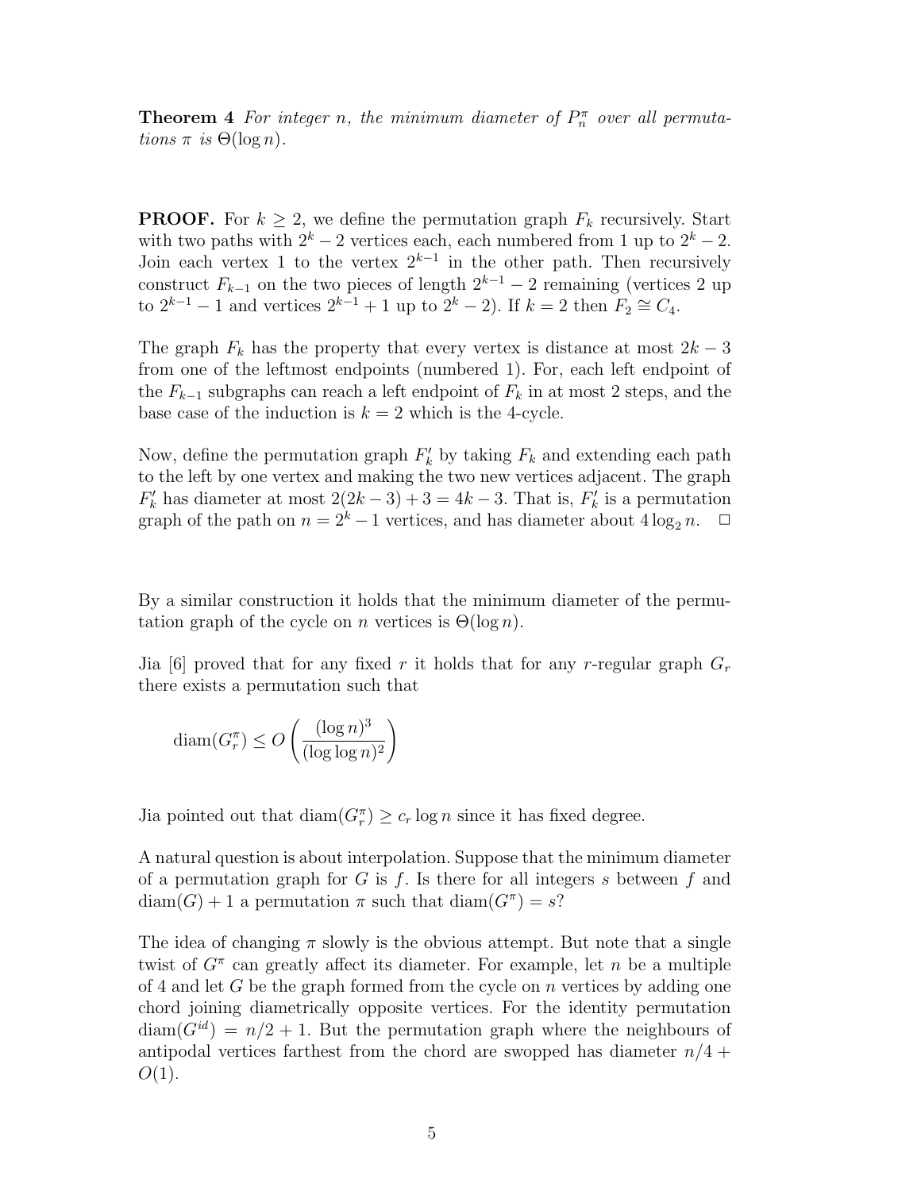**Theorem 4** *For integer $n$, the minimum diameter of $P_n^\pi$ over all permutations $\pi$ is $\Theta(\log n)$.*

**PROOF.** For $k \geq 2$, we define the permutation graph $F_k$ recursively. Start with two paths with $2^k - 2$ vertices each, each numbered from 1 up to $2^k - 2$. Join each vertex 1 to the vertex $2^{k-1}$ in the other path. Then recursively construct $F_{k-1}$ on the two pieces of length $2^{k-1} - 2$ remaining (vertices 2 up to $2^{k-1} - 1$ and vertices $2^{k-1} + 1$ up to $2^k - 2$). If $k = 2$ then $F_2 \cong C_4$.

The graph $F_k$ has the property that every vertex is distance at most $2k - 3$ from one of the leftmost endpoints (numbered 1). For, each left endpoint of the $F_{k-1}$ subgraphs can reach a left endpoint of $F_k$ in at most 2 steps, and the base case of the induction is $k = 2$ which is the 4-cycle.

Now, define the permutation graph $F_k'$ by taking $F_k$ and extending each path to the left by one vertex and making the two new vertices adjacent. The graph $F_k'$ has diameter at most $2(2k - 3) + 3 = 4k - 3$. That is, $F_k'$ is a permutation graph of the path on $n = 2^k - 1$ vertices, and has diameter about $4 \log_2 n$. $\square$

By a similar construction it holds that the minimum diameter of the permutation graph of the cycle on $n$ vertices is $\Theta(\log n)$.

Jia [6] proved that for any fixed $r$ it holds that for any $r$-regular graph $G_r$ there exists a permutation such that

$$\operatorname{diam}(G_r^\pi) \leq O\left(\frac{(\log n)^3}{(\log \log n)^2}\right)$$

Jia pointed out that $\operatorname{diam}(G_r^\pi) \geq c_r \log n$ since it has fixed degree.

A natural question is about interpolation. Suppose that the minimum diameter of a permutation graph for $G$ is $f$. Is there for all integers $s$ between $f$ and $\operatorname{diam}(G) + 1$ a permutation $\pi$ such that $\operatorname{diam}(G^\pi) = s$?

The idea of changing $\pi$ slowly is the obvious attempt. But note that a single twist of $G^\pi$ can greatly affect its diameter. For example, let $n$ be a multiple of 4 and let $G$ be the graph formed from the cycle on $n$ vertices by adding one chord joining diametrically opposite vertices. For the identity permutation $\operatorname{diam}(G^{id}) = n/2 + 1$. But the permutation graph where the neighbours of antipodal vertices farthest from the chord are swopped has diameter $n/4 + O(1)$.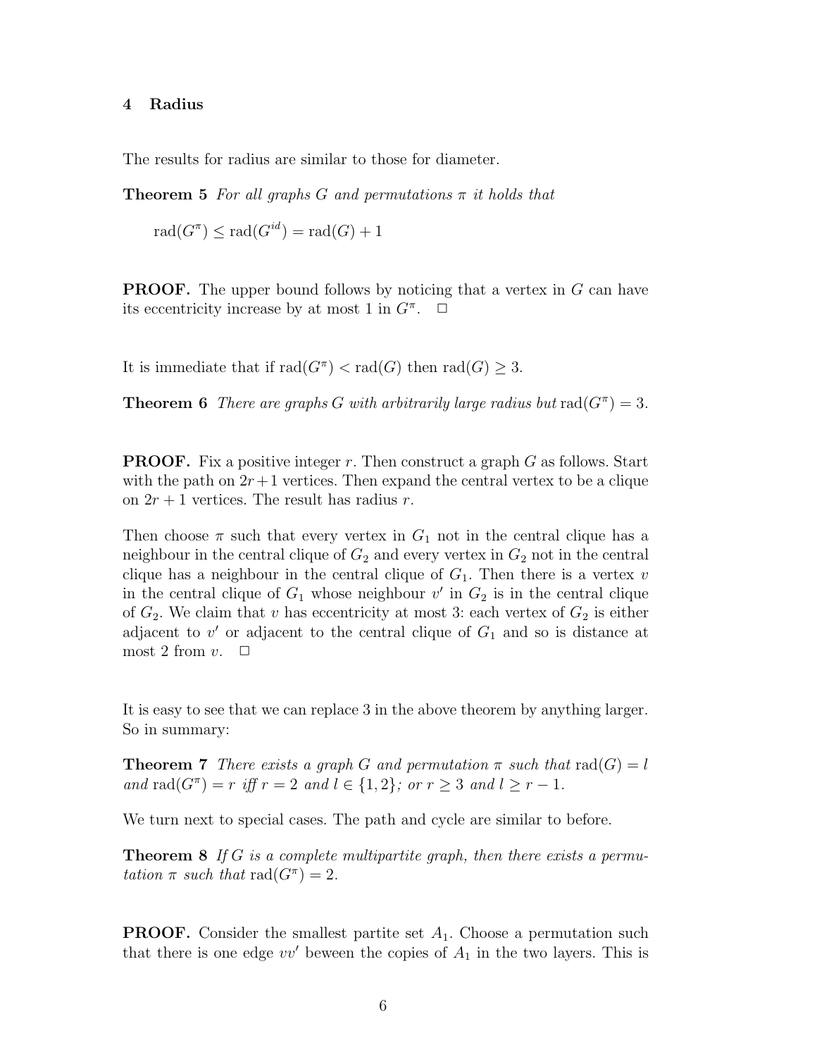## 4 Radius

The results for radius are similar to those for diameter.

**Theorem 5** *For all graphs $G$ and permutations $\pi$ it holds that*

$$\operatorname{rad}(G^{\pi}) \leq \operatorname{rad}(G^{id}) = \operatorname{rad}(G) + 1$$

**PROOF.** The upper bound follows by noticing that a vertex in $G$ can have its eccentricity increase by at most 1 in $G^{\pi}$. □

It is immediate that if $\operatorname{rad}(G^{\pi}) < \operatorname{rad}(G)$ then $\operatorname{rad}(G) \geq 3$.

**Theorem 6** *There are graphs $G$ with arbitrarily large radius but $\operatorname{rad}(G^{\pi}) = 3$.*

**PROOF.** Fix a positive integer $r$. Then construct a graph $G$ as follows. Start with the path on $2r+1$ vertices. Then expand the central vertex to be a clique on $2r + 1$ vertices. The result has radius $r$.

Then choose $\pi$ such that every vertex in $G_1$ not in the central clique has a neighbour in the central clique of $G_2$ and every vertex in $G_2$ not in the central clique has a neighbour in the central clique of $G_1$. Then there is a vertex $v$ in the central clique of $G_1$ whose neighbour $v'$ in $G_2$ is in the central clique of $G_2$. We claim that $v$ has eccentricity at most 3: each vertex of $G_2$ is either adjacent to $v'$ or adjacent to the central clique of $G_1$ and so is distance at most 2 from $v$. □

It is easy to see that we can replace 3 in the above theorem by anything larger. So in summary:

**Theorem 7** *There exists a graph $G$ and permutation $\pi$ such that $\operatorname{rad}(G) = l$ and $\operatorname{rad}(G^{\pi}) = r$ iff $r = 2$ and $l \in \{1, 2\}$; or $r \geq 3$ and $l \geq r - 1$.*

We turn next to special cases. The path and cycle are similar to before.

**Theorem 8** *If $G$ is a complete multipartite graph, then there exists a permutation $\pi$ such that $\operatorname{rad}(G^{\pi}) = 2$.*

**PROOF.** Consider the smallest partite set $A_1$. Choose a permutation such that there is one edge $vv'$ beween the copies of $A_1$ in the two layers. This is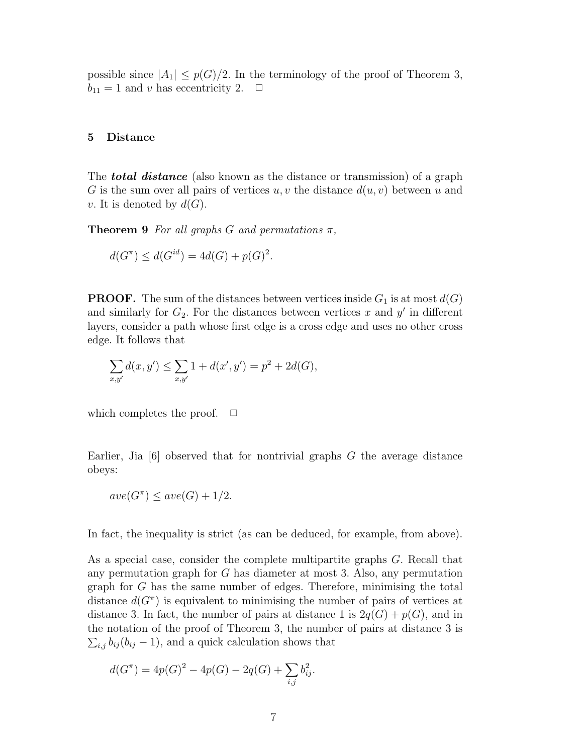possible since $|A_1| \leq p(G)/2$. In the terminology of the proof of Theorem 3, $b_{11} = 1$ and $v$ has eccentricity 2. □

## 5 Distance

The ***total distance*** (also known as the distance or transmission) of a graph $G$ is the sum over all pairs of vertices $u, v$ the distance $d(u, v)$ between $u$ and $v$. It is denoted by $d(G)$.

**Theorem 9** *For all graphs $G$ and permutations $\pi$,*

$$d(G^\pi) \leq d(G^{id}) = 4d(G) + p(G)^2.$$

**PROOF.** The sum of the distances between vertices inside $G_1$ is at most $d(G)$ and similarly for $G_2$. For the distances between vertices $x$ and $y'$ in different layers, consider a path whose first edge is a cross edge and uses no other cross edge. It follows that

$$\sum_{x,y'} d(x, y') \leq \sum_{x,y'} 1 + d(x', y') = p^2 + 2d(G),$$

which completes the proof. □

Earlier, Jia [6] observed that for nontrivial graphs $G$ the average distance obeys:

$$ave(G^\pi) \leq ave(G) + 1/2.$$

In fact, the inequality is strict (as can be deduced, for example, from above).

As a special case, consider the complete multipartite graphs $G$. Recall that any permutation graph for $G$ has diameter at most 3. Also, any permutation graph for $G$ has the same number of edges. Therefore, minimising the total distance $d(G^\pi)$ is equivalent to minimising the number of pairs of vertices at distance 3. In fact, the number of pairs at distance 1 is $2q(G) + p(G)$, and in the notation of the proof of Theorem 3, the number of pairs at distance 3 is $\sum_{i,j} b_{ij}(b_{ij} - 1)$, and a quick calculation shows that

$$d(G^\pi) = 4p(G)^2 - 4p(G) - 2q(G) + \sum_{i,j} b_{ij}^2.$$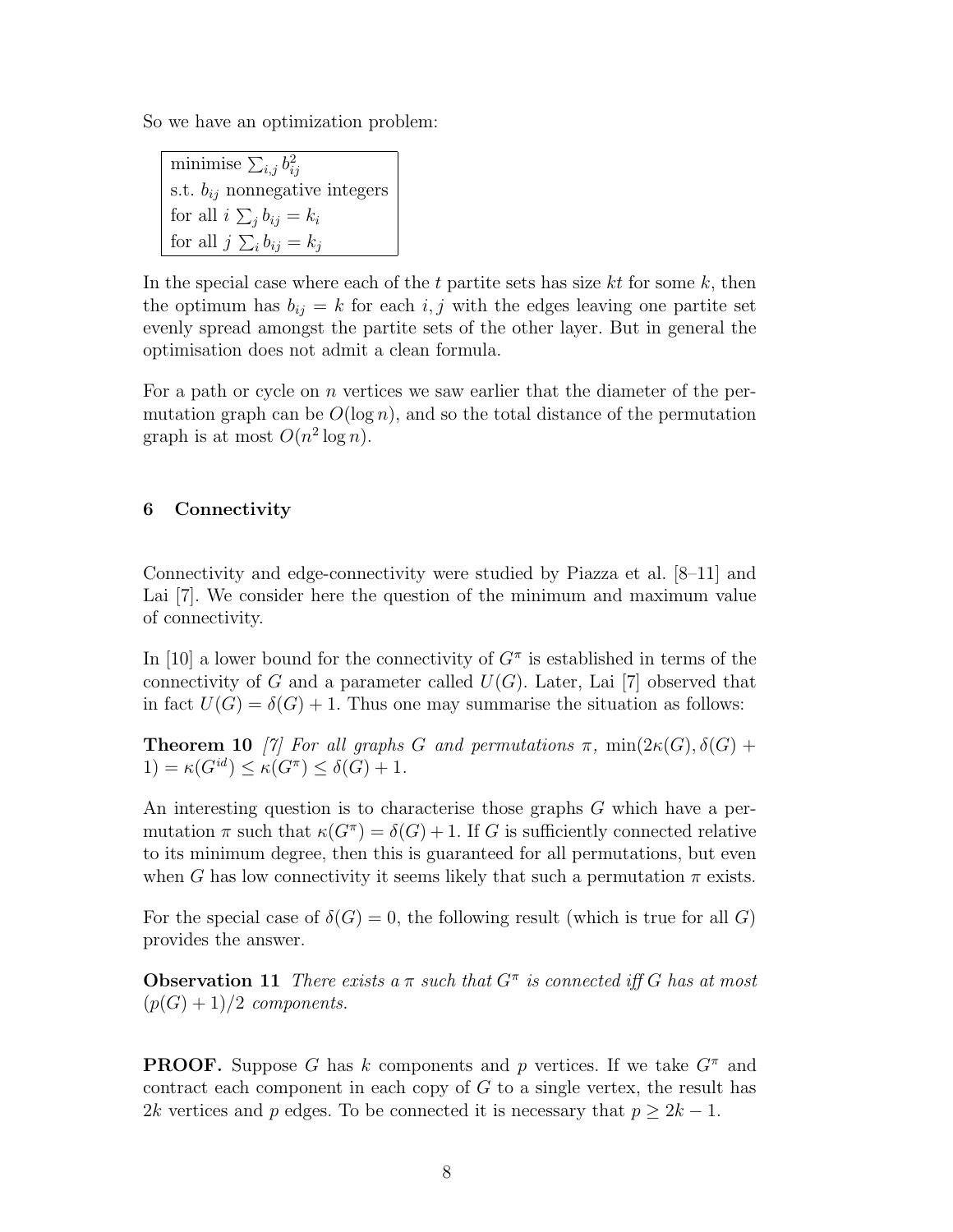So we have an optimization problem:

| minimise $\sum_{i,j} b_{ij}^2$ |
|---|
| s.t. $b_{ij}$ nonnegative integers |
| for all $i$ $\sum_j b_{ij} = k_i$ |
| for all $j$ $\sum_i b_{ij} = k_j$ |

In the special case where each of the $t$ partite sets has size $kt$ for some $k$, then the optimum has $b_{ij} = k$ for each $i, j$ with the edges leaving one partite set evenly spread amongst the partite sets of the other layer. But in general the optimisation does not admit a clean formula.

For a path or cycle on $n$ vertices we saw earlier that the diameter of the permutation graph can be $O(\log n)$, and so the total distance of the permutation graph is at most $O(n^2 \log n)$.

## 6 Connectivity

Connectivity and edge-connectivity were studied by Piazza et al. [8–11] and Lai [7]. We consider here the question of the minimum and maximum value of connectivity.

In [10] a lower bound for the connectivity of $G^\pi$ is established in terms of the connectivity of $G$ and a parameter called $U(G)$. Later, Lai [7] observed that in fact $U(G) = \delta(G) + 1$. Thus one may summarise the situation as follows:

**Theorem 10** *[7] For all graphs $G$ and permutations $\pi$, $\min(2\kappa(G), \delta(G) + 1) = \kappa(G^{id}) \leq \kappa(G^\pi) \leq \delta(G) + 1$.*

An interesting question is to characterise those graphs $G$ which have a permutation $\pi$ such that $\kappa(G^\pi) = \delta(G) + 1$. If $G$ is sufficiently connected relative to its minimum degree, then this is guaranteed for all permutations, but even when $G$ has low connectivity it seems likely that such a permutation $\pi$ exists.

For the special case of $\delta(G) = 0$, the following result (which is true for all $G$) provides the answer.

**Observation 11** *There exists a $\pi$ such that $G^\pi$ is connected iff $G$ has at most $(p(G) + 1)/2$ components.*

**PROOF.** Suppose $G$ has $k$ components and $p$ vertices. If we take $G^\pi$ and contract each component in each copy of $G$ to a single vertex, the result has $2k$ vertices and $p$ edges. To be connected it is necessary that $p \geq 2k - 1$.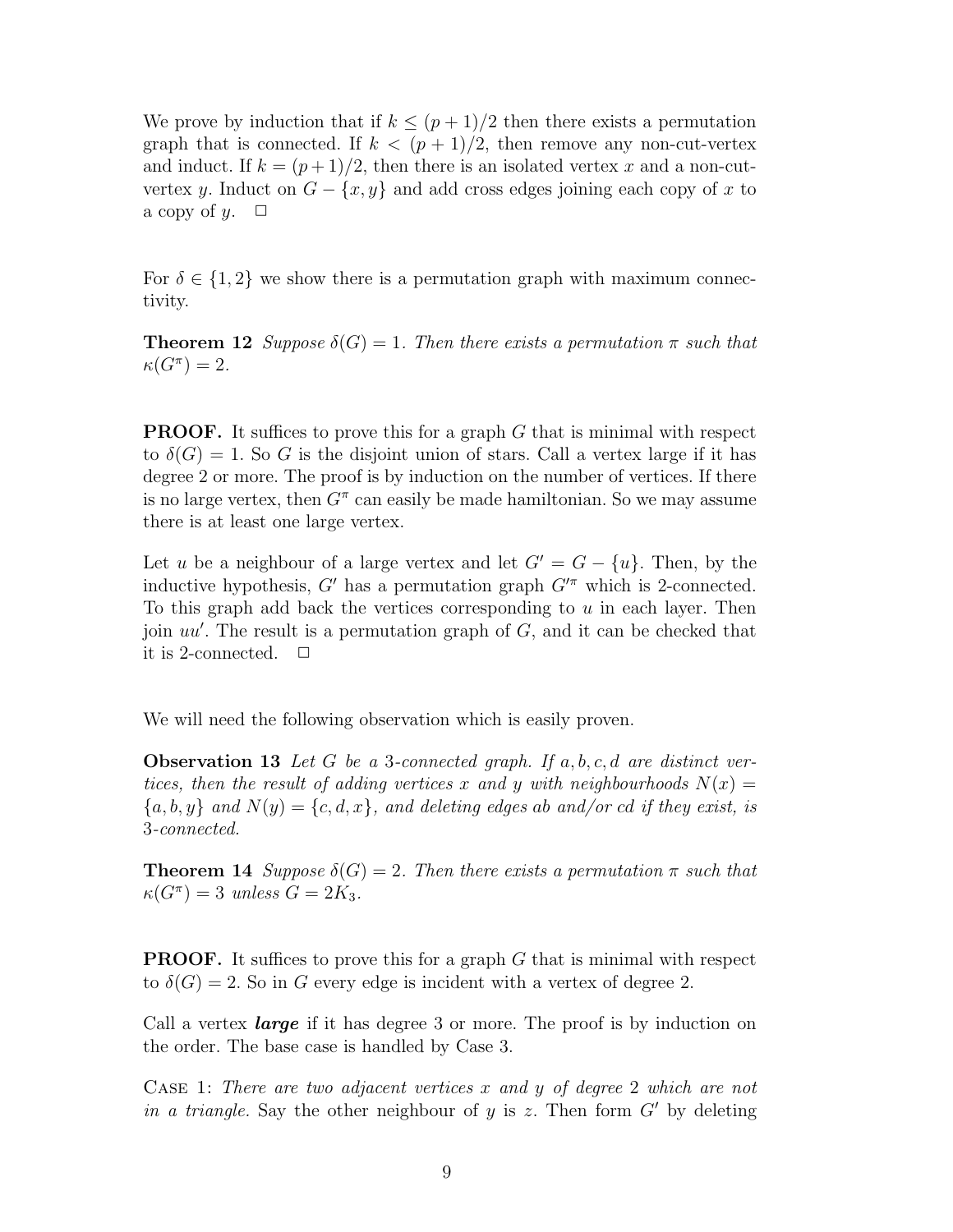We prove by induction that if $k \leq (p+1)/2$ then there exists a permutation graph that is connected. If $k < (p+1)/2$, then remove any non-cut-vertex and induct. If $k = (p+1)/2$, then there is an isolated vertex $x$ and a non-cut-vertex $y$. Induct on $G - \{x, y\}$ and add cross edges joining each copy of $x$ to a copy of $y$. $\Box$

For $\delta \in \{1, 2\}$ we show there is a permutation graph with maximum connectivity.

**Theorem 12** *Suppose $\delta(G) = 1$. Then there exists a permutation $\pi$ such that $\kappa(G^\pi) = 2$.*

**PROOF.** It suffices to prove this for a graph $G$ that is minimal with respect to $\delta(G) = 1$. So $G$ is the disjoint union of stars. Call a vertex large if it has degree 2 or more. The proof is by induction on the number of vertices. If there is no large vertex, then $G^\pi$ can easily be made hamiltonian. So we may assume there is at least one large vertex.

Let $u$ be a neighbour of a large vertex and let $G' = G - \{u\}$. Then, by the inductive hypothesis, $G'$ has a permutation graph $G'^\pi$ which is 2-connected. To this graph add back the vertices corresponding to $u$ in each layer. Then join $uu'$. The result is a permutation graph of $G$, and it can be checked that it is 2-connected. $\Box$

We will need the following observation which is easily proven.

**Observation 13** *Let $G$ be a 3-connected graph. If $a, b, c, d$ are distinct vertices, then the result of adding vertices $x$ and $y$ with neighbourhoods $N(x) = \{a, b, y\}$ and $N(y) = \{c, d, x\}$, and deleting edges $ab$ and/or $cd$ if they exist, is 3-connected.*

**Theorem 14** *Suppose $\delta(G) = 2$. Then there exists a permutation $\pi$ such that $\kappa(G^\pi) = 3$ unless $G = 2K_3$.*

**PROOF.** It suffices to prove this for a graph $G$ that is minimal with respect to $\delta(G) = 2$. So in $G$ every edge is incident with a vertex of degree 2.

Call a vertex ***large*** if it has degree 3 or more. The proof is by induction on the order. The base case is handled by Case 3.

Case 1: *There are two adjacent vertices $x$ and $y$ of degree 2 which are not in a triangle.* Say the other neighbour of $y$ is $z$. Then form $G'$ by deleting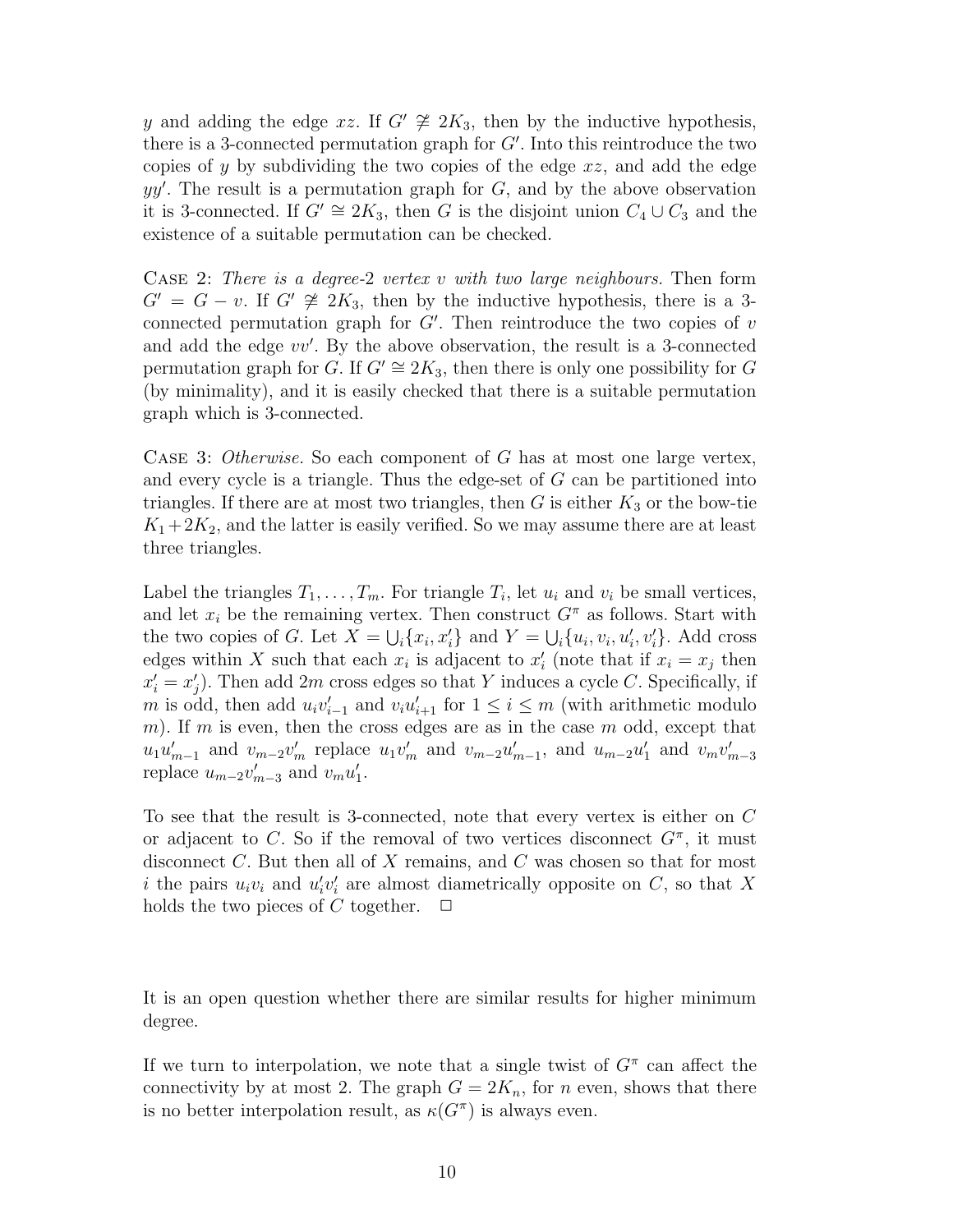$y$ and adding the edge $xz$. If $G' \not\cong 2K_3$, then by the inductive hypothesis, there is a 3-connected permutation graph for $G'$. Into this reintroduce the two copies of $y$ by subdividing the two copies of the edge $xz$, and add the edge $yy'$. The result is a permutation graph for $G$, and by the above observation it is 3-connected. If $G' \cong 2K_3$, then $G$ is the disjoint union $C_4 \cup C_3$ and the existence of a suitable permutation can be checked.

Case 2: *There is a degree-2 vertex $v$ with two large neighbours.* Then form $G' = G - v$. If $G' \not\cong 2K_3$, then by the inductive hypothesis, there is a 3-connected permutation graph for $G'$. Then reintroduce the two copies of $v$ and add the edge $vv'$. By the above observation, the result is a 3-connected permutation graph for $G$. If $G' \cong 2K_3$, then there is only one possibility for $G$ (by minimality), and it is easily checked that there is a suitable permutation graph which is 3-connected.

Case 3: *Otherwise.* So each component of $G$ has at most one large vertex, and every cycle is a triangle. Thus the edge-set of $G$ can be partitioned into triangles. If there are at most two triangles, then $G$ is either $K_3$ or the bow-tie $K_1 + 2K_2$, and the latter is easily verified. So we may assume there are at least three triangles.

Label the triangles $T_1, \ldots, T_m$. For triangle $T_i$, let $u_i$ and $v_i$ be small vertices, and let $x_i$ be the remaining vertex. Then construct $G^\pi$ as follows. Start with the two copies of $G$. Let $X = \bigcup_i \{x_i, x_i'\}$ and $Y = \bigcup_i \{u_i, v_i, u_i', v_i'\}$. Add cross edges within $X$ such that each $x_i$ is adjacent to $x_i'$ (note that if $x_i = x_j$ then $x_i' = x_j'$). Then add $2m$ cross edges so that $Y$ induces a cycle $C$. Specifically, if $m$ is odd, then add $u_i v_{i-1}'$ and $v_i u_{i+1}'$ for $1 \leq i \leq m$ (with arithmetic modulo $m$). If $m$ is even, then the cross edges are as in the case $m$ odd, except that $u_1 u_{m-1}'$ and $v_{m-2} v_m'$ replace $u_1 v_m'$ and $v_{m-2} u_{m-1}'$, and $u_{m-2} u_1'$ and $v_m v_{m-3}'$ replace $u_{m-2} v_{m-3}'$ and $v_m u_1'$.

To see that the result is 3-connected, note that every vertex is either on $C$ or adjacent to $C$. So if the removal of two vertices disconnect $G^\pi$, it must disconnect $C$. But then all of $X$ remains, and $C$ was chosen so that for most $i$ the pairs $u_i v_i$ and $u_i' v_i'$ are almost diametrically opposite on $C$, so that $X$ holds the two pieces of $C$ together. $\square$

It is an open question whether there are similar results for higher minimum degree.

If we turn to interpolation, we note that a single twist of $G^\pi$ can affect the connectivity by at most 2. The graph $G = 2K_n$, for $n$ even, shows that there is no better interpolation result, as $\kappa(G^\pi)$ is always even.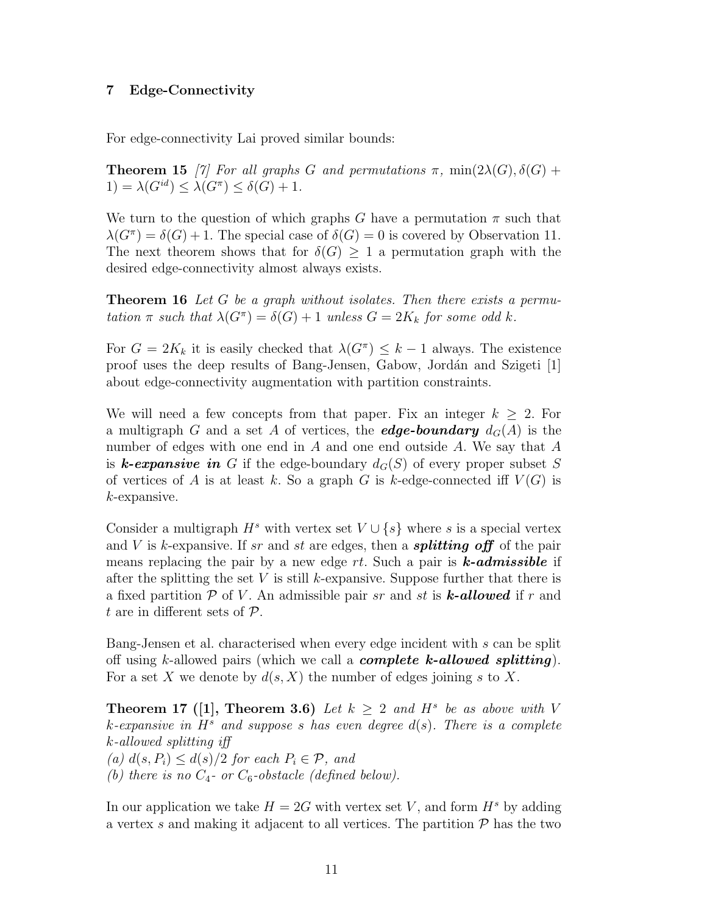## 7 Edge-Connectivity

For edge-connectivity Lai proved similar bounds:

**Theorem 15** *[7] For all graphs $G$ and permutations $\pi$, $\min(2\lambda(G), \delta(G) + 1) = \lambda(G^{id}) \leq \lambda(G^{\pi}) \leq \delta(G) + 1$.*

We turn to the question of which graphs $G$ have a permutation $\pi$ such that $\lambda(G^{\pi}) = \delta(G) + 1$. The special case of $\delta(G) = 0$ is covered by Observation 11. The next theorem shows that for $\delta(G) \geq 1$ a permutation graph with the desired edge-connectivity almost always exists.

**Theorem 16** *Let $G$ be a graph without isolates. Then there exists a permutation $\pi$ such that $\lambda(G^{\pi}) = \delta(G) + 1$ unless $G = 2K_k$ for some odd $k$.*

For $G = 2K_k$ it is easily checked that $\lambda(G^{\pi}) \leq k - 1$ always. The existence proof uses the deep results of Bang-Jensen, Gabow, Jordán and Szigeti [1] about edge-connectivity augmentation with partition constraints.

We will need a few concepts from that paper. Fix an integer $k \geq 2$. For a multigraph $G$ and a set $A$ of vertices, the ***edge-boundary*** $d_G(A)$ is the number of edges with one end in $A$ and one end outside $A$. We say that $A$ is ***$k$-expansive in*** $G$ if the edge-boundary $d_G(S)$ of every proper subset $S$ of vertices of $A$ is at least $k$. So a graph $G$ is $k$-edge-connected iff $V(G)$ is $k$-expansive.

Consider a multigraph $H^s$ with vertex set $V \cup \{s\}$ where $s$ is a special vertex and $V$ is $k$-expansive. If $sr$ and $st$ are edges, then a ***splitting off*** of the pair means replacing the pair by a new edge $rt$. Such a pair is ***$k$-admissible*** if after the splitting the set $V$ is still $k$-expansive. Suppose further that there is a fixed partition $\mathcal{P}$ of $V$. An admissible pair $sr$ and $st$ is ***$k$-allowed*** if $r$ and $t$ are in different sets of $\mathcal{P}$.

Bang-Jensen et al. characterised when every edge incident with $s$ can be split off using $k$-allowed pairs (which we call a ***complete $k$-allowed splitting***). For a set $X$ we denote by $d(s, X)$ the number of edges joining $s$ to $X$.

**Theorem 17 ([1], Theorem 3.6)** *Let $k \geq 2$ and $H^s$ be as above with $V$ $k$-expansive in $H^s$ and suppose $s$ has even degree $d(s)$. There is a complete $k$-allowed splitting iff*
*(a) $d(s, P_i) \leq d(s)/2$ for each $P_i \in \mathcal{P}$, and*
*(b) there is no $C_4$- or $C_6$-obstacle (defined below).*

In our application we take $H = 2G$ with vertex set $V$, and form $H^s$ by adding a vertex $s$ and making it adjacent to all vertices. The partition $\mathcal{P}$ has the two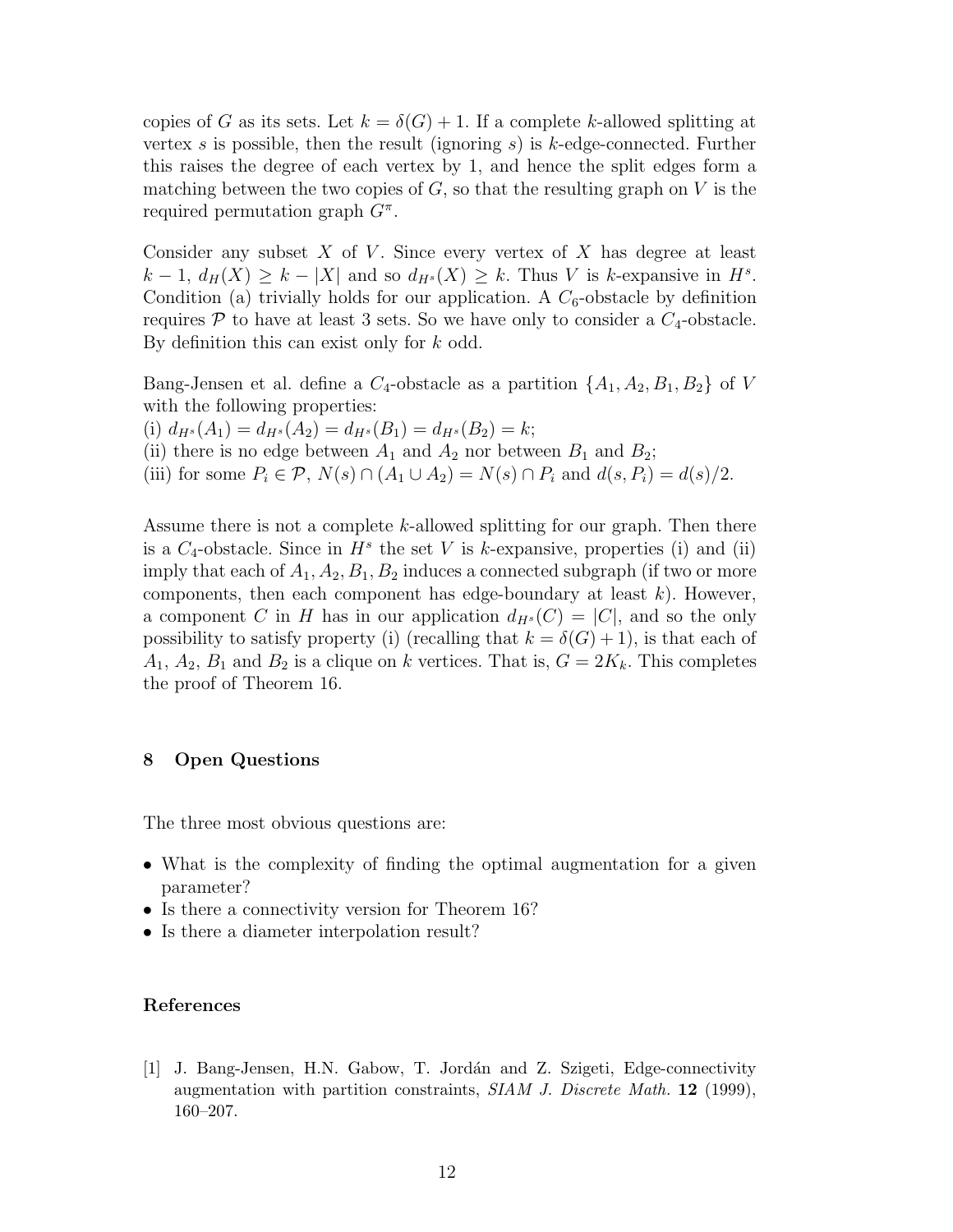copies of $G$ as its sets. Let $k = \delta(G) + 1$. If a complete $k$-allowed splitting at vertex $s$ is possible, then the result (ignoring $s$) is $k$-edge-connected. Further this raises the degree of each vertex by 1, and hence the split edges form a matching between the two copies of $G$, so that the resulting graph on $V$ is the required permutation graph $G^\pi$.

Consider any subset $X$ of $V$. Since every vertex of $X$ has degree at least $k-1$, $d_H(X) \geq k - |X|$ and so $d_{H^s}(X) \geq k$. Thus $V$ is $k$-expansive in $H^s$. Condition (a) trivially holds for our application. A $C_6$-obstacle by definition requires $\mathcal{P}$ to have at least 3 sets. So we have only to consider a $C_4$-obstacle. By definition this can exist only for $k$ odd.

Bang-Jensen et al. define a $C_4$-obstacle as a partition $\{A_1, A_2, B_1, B_2\}$ of $V$ with the following properties:
(i) $d_{H^s}(A_1) = d_{H^s}(A_2) = d_{H^s}(B_1) = d_{H^s}(B_2) = k$;
(ii) there is no edge between $A_1$ and $A_2$ nor between $B_1$ and $B_2$;
(iii) for some $P_i \in \mathcal{P}$, $N(s) \cap (A_1 \cup A_2) = N(s) \cap P_i$ and $d(s, P_i) = d(s)/2$.

Assume there is not a complete $k$-allowed splitting for our graph. Then there is a $C_4$-obstacle. Since in $H^s$ the set $V$ is $k$-expansive, properties (i) and (ii) imply that each of $A_1, A_2, B_1, B_2$ induces a connected subgraph (if two or more components, then each component has edge-boundary at least $k$). However, a component $C$ in $H$ has in our application $d_{H^s}(C) = |C|$, and so the only possibility to satisfy property (i) (recalling that $k = \delta(G)+1$), is that each of $A_1$, $A_2$, $B_1$ and $B_2$ is a clique on $k$ vertices. That is, $G = 2K_k$. This completes the proof of Theorem 16.

## 8 Open Questions

The three most obvious questions are:

- What is the complexity of finding the optimal augmentation for a given parameter?
- Is there a connectivity version for Theorem 16?
- Is there a diameter interpolation result?

## References

[1] J. Bang-Jensen, H.N. Gabow, T. Jordán and Z. Szigeti, Edge-connectivity augmentation with partition constraints, *SIAM J. Discrete Math.* **12** (1999), 160–207.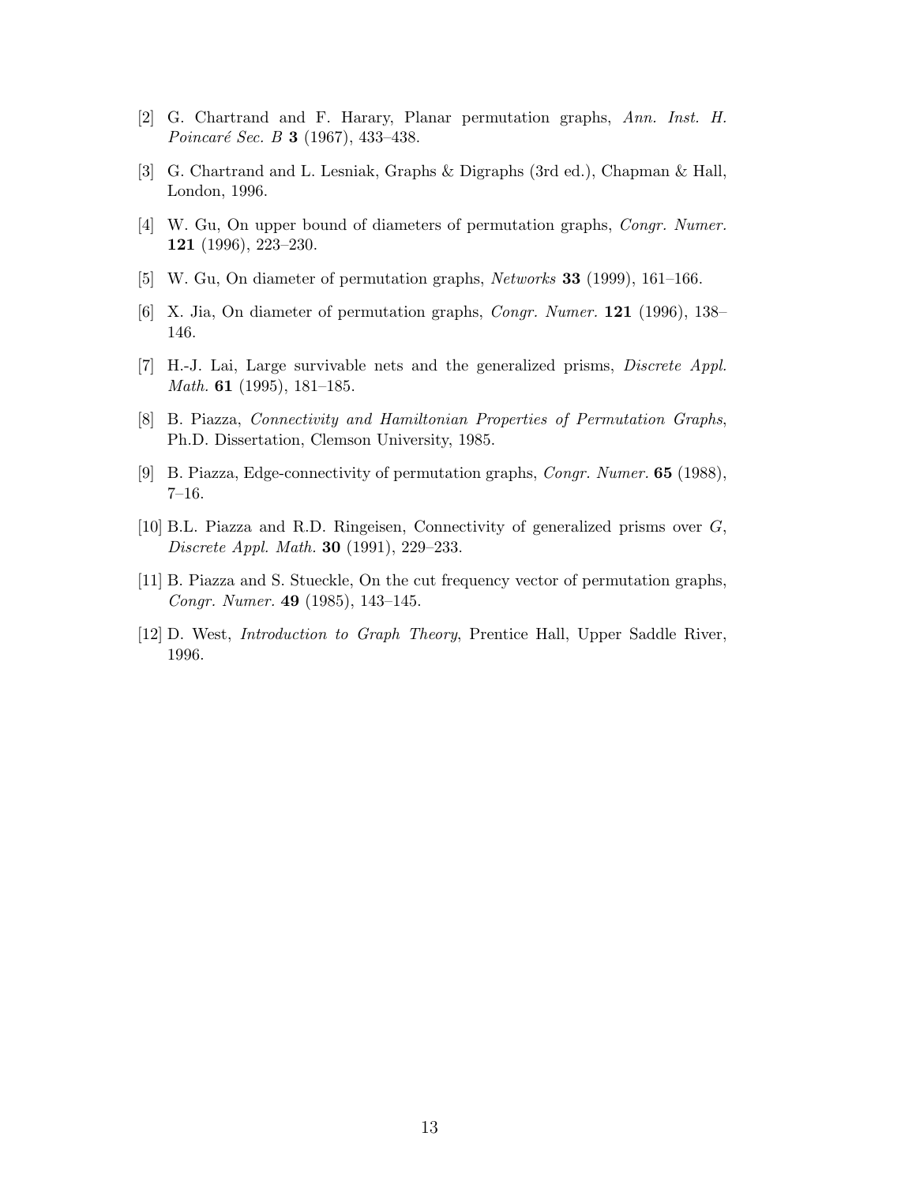[2] G. Chartrand and F. Harary, Planar permutation graphs, *Ann. Inst. H. Poincaré Sec. B* **3** (1967), 433–438.

[3] G. Chartrand and L. Lesniak, Graphs & Digraphs (3rd ed.), Chapman & Hall, London, 1996.

[4] W. Gu, On upper bound of diameters of permutation graphs, *Congr. Numer.* **121** (1996), 223–230.

[5] W. Gu, On diameter of permutation graphs, *Networks* **33** (1999), 161–166.

[6] X. Jia, On diameter of permutation graphs, *Congr. Numer.* **121** (1996), 138–146.

[7] H.-J. Lai, Large survivable nets and the generalized prisms, *Discrete Appl. Math.* **61** (1995), 181–185.

[8] B. Piazza, *Connectivity and Hamiltonian Properties of Permutation Graphs*, Ph.D. Dissertation, Clemson University, 1985.

[9] B. Piazza, Edge-connectivity of permutation graphs, *Congr. Numer.* **65** (1988), 7–16.

[10] B.L. Piazza and R.D. Ringeisen, Connectivity of generalized prisms over $G$, *Discrete Appl. Math.* **30** (1991), 229–233.

[11] B. Piazza and S. Stueckle, On the cut frequency vector of permutation graphs, *Congr. Numer.* **49** (1985), 143–145.

[12] D. West, *Introduction to Graph Theory*, Prentice Hall, Upper Saddle River, 1996.